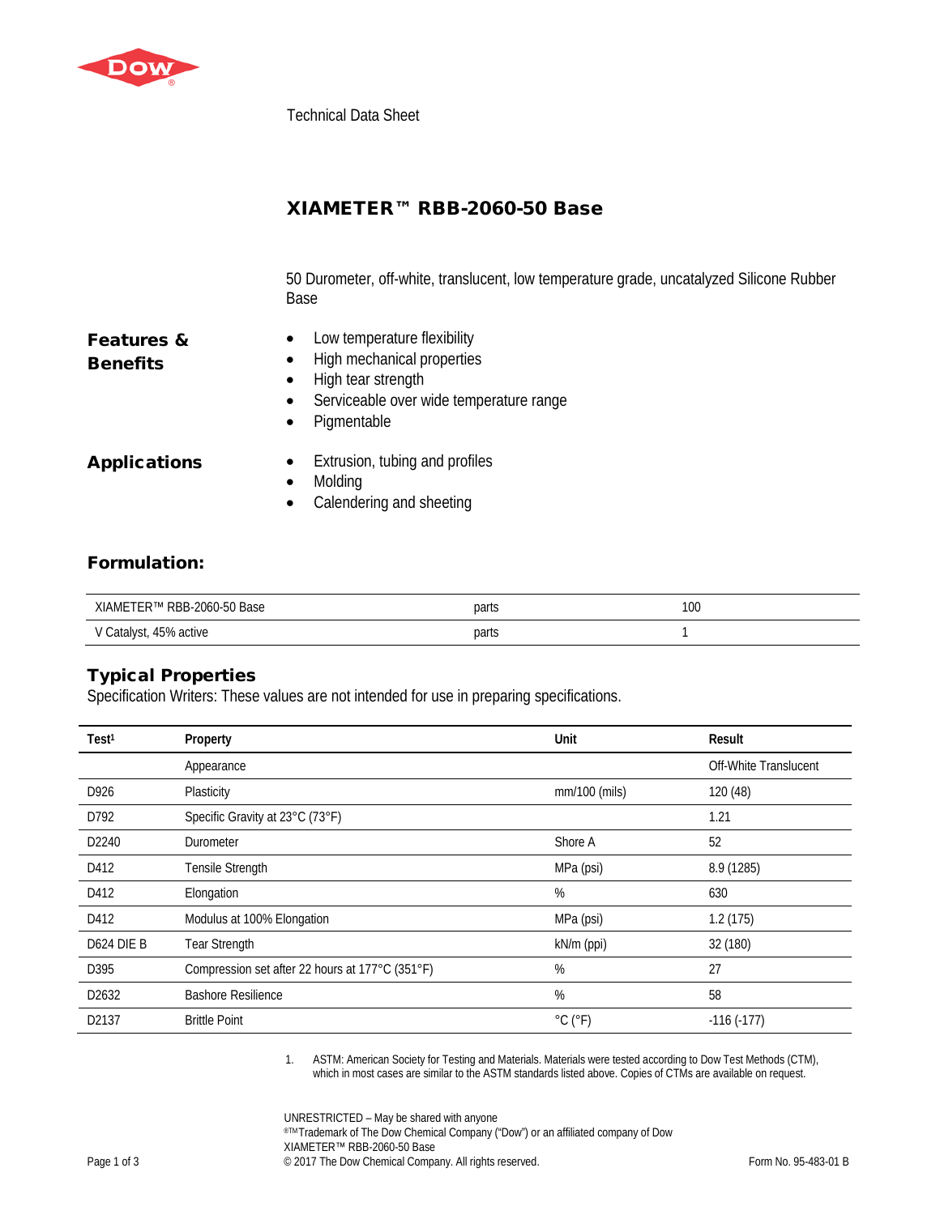Technical Data Sheet

# XIAMETER™ RBB-2060-50 Base

50 Durometer, off-white, translucent, low temperature grade, uncatalyzed Silicone Rubber Base

## Features & Benefits

- Low temperature flexibility
- High mechanical properties
- High tear strength
- Serviceable over wide temperature range
- Pigmentable

## Applications

- Extrusion, tubing and profiles
- Molding
- Calendering and sheeting

## Formulation:

| | | |
|---|---|---|
| XIAMETER™ RBB-2060-50 Base | parts | 100 |
| V Catalyst, 45% active | parts | 1 |

## Typical Properties

Specification Writers: These values are not intended for use in preparing specifications.

| Test[1] | Property | Unit | Result |
|---|---|---|---|
| | Appearance | | Off-White Translucent |
| D926 | Plasticity | mm/100 (mils) | 120 (48) |
| D792 | Specific Gravity at 23°C (73°F) | | 1.21 |
| D2240 | Durometer | Shore A | 52 |
| D412 | Tensile Strength | MPa (psi) | 8.9 (1285) |
| D412 | Elongation | % | 630 |
| D412 | Modulus at 100% Elongation | MPa (psi) | 1.2 (175) |
| D624 DIE B | Tear Strength | kN/m (ppi) | 32 (180) |
| D395 | Compression set after 22 hours at 177°C (351°F) | % | 27 |
| D2632 | Bashore Resilience | % | 58 |
| D2137 | Brittle Point | °C (°F) | -116 (-177) |

1. ASTM: American Society for Testing and Materials. Materials were tested according to Dow Test Methods (CTM), which in most cases are similar to the ASTM standards listed above. Copies of CTMs are available on request.

UNRESTRICTED – May be shared with anyone
®™Trademark of The Dow Chemical Company ("Dow") or an affiliated company of Dow
XIAMETER™ RBB-2060-50 Base
© 2017 The Dow Chemical Company. All rights reserved.

Form No. 95-483-01 B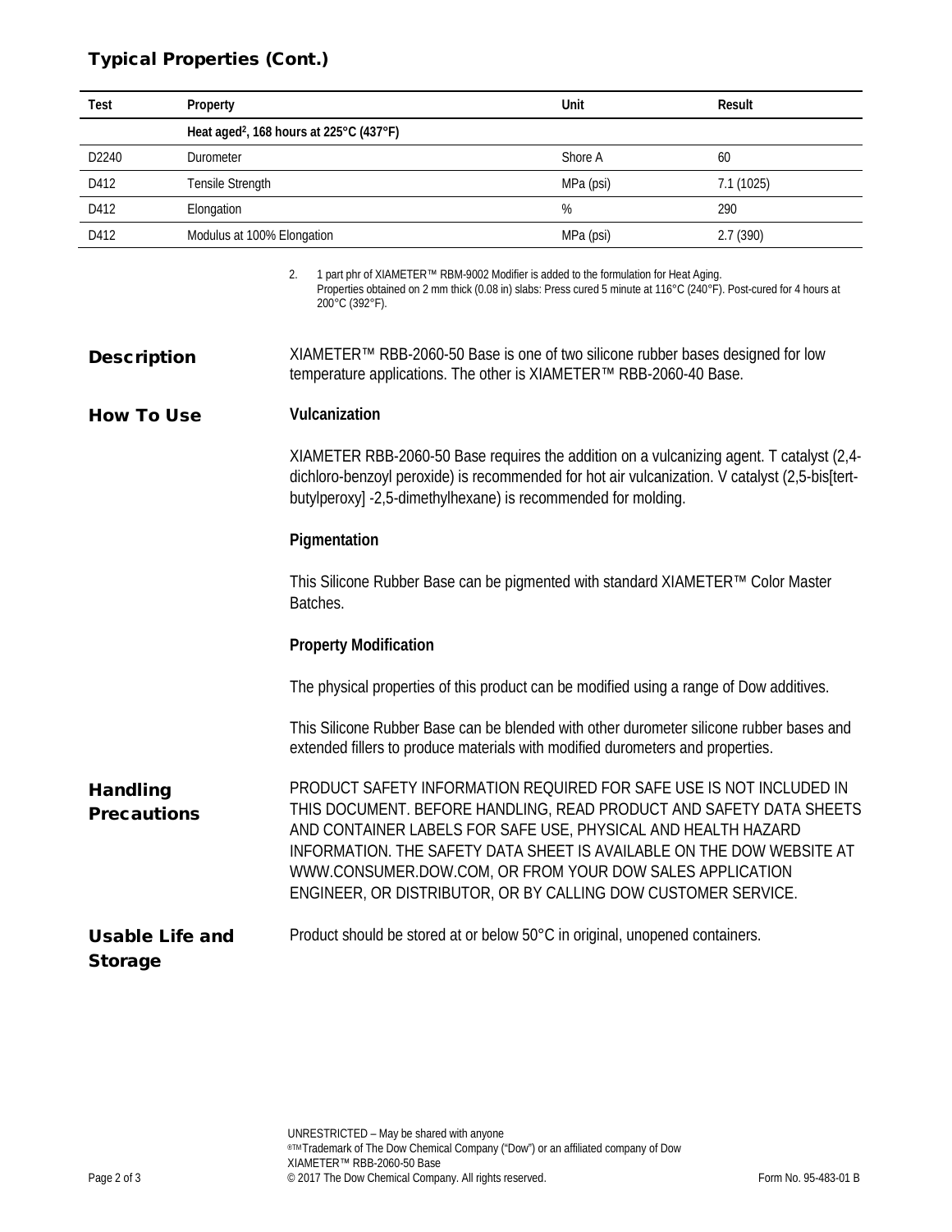## Typical Properties (Cont.)

| Test | Property | Unit | Result |
|---|---|---|---|
| | **Heat aged[2], 168 hours at 225°C (437°F)** | | |
| D2240 | Durometer | Shore A | 60 |
| D412 | Tensile Strength | MPa (psi) | 7.1 (1025) |
| D412 | Elongation | % | 290 |
| D412 | Modulus at 100% Elongation | MPa (psi) | 2.7 (390) |

2. 1 part phr of XIAMETER™ RBM-9002 Modifier is added to the formulation for Heat Aging.
   Properties obtained on 2 mm thick (0.08 in) slabs: Press cured 5 minute at 116°C (240°F). Post-cured for 4 hours at 200°C (392°F).

## Description

XIAMETER™ RBB-2060-50 Base is one of two silicone rubber bases designed for low temperature applications. The other is XIAMETER™ RBB-2060-40 Base.

## How To Use

### Vulcanization

XIAMETER RBB-2060-50 Base requires the addition on a vulcanizing agent. T catalyst (2,4-dichloro-benzoyl peroxide) is recommended for hot air vulcanization. V catalyst (2,5-bis[tert-butylperoxy] -2,5-dimethylhexane) is recommended for molding.

### Pigmentation

This Silicone Rubber Base can be pigmented with standard XIAMETER™ Color Master Batches.

### Property Modification

The physical properties of this product can be modified using a range of Dow additives.

This Silicone Rubber Base can be blended with other durometer silicone rubber bases and extended fillers to produce materials with modified durometers and properties.

## Handling Precautions

PRODUCT SAFETY INFORMATION REQUIRED FOR SAFE USE IS NOT INCLUDED IN THIS DOCUMENT. BEFORE HANDLING, READ PRODUCT AND SAFETY DATA SHEETS AND CONTAINER LABELS FOR SAFE USE, PHYSICAL AND HEALTH HAZARD INFORMATION. THE SAFETY DATA SHEET IS AVAILABLE ON THE DOW WEBSITE AT WWW.CONSUMER.DOW.COM, OR FROM YOUR DOW SALES APPLICATION ENGINEER, OR DISTRIBUTOR, OR BY CALLING DOW CUSTOMER SERVICE.

## Usable Life and Storage

Product should be stored at or below 50°C in original, unopened containers.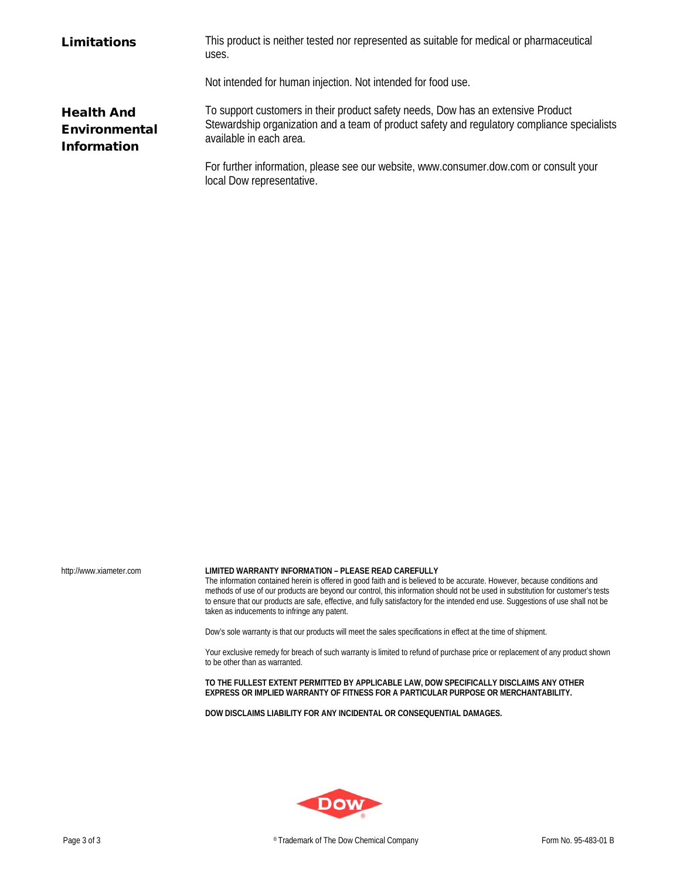## Limitations

This product is neither tested nor represented as suitable for medical or pharmaceutical uses.

Not intended for human injection. Not intended for food use.

## Health And Environmental Information

To support customers in their product safety needs, Dow has an extensive Product Stewardship organization and a team of product safety and regulatory compliance specialists available in each area.

For further information, please see our website, www.consumer.dow.com or consult your local Dow representative.

http://www.xiameter.com

**LIMITED WARRANTY INFORMATION – PLEASE READ CAREFULLY**

The information contained herein is offered in good faith and is believed to be accurate. However, because conditions and methods of use of our products are beyond our control, this information should not be used in substitution for customer's tests to ensure that our products are safe, effective, and fully satisfactory for the intended end use. Suggestions of use shall not be taken as inducements to infringe any patent.

Dow's sole warranty is that our products will meet the sales specifications in effect at the time of shipment.

Your exclusive remedy for breach of such warranty is limited to refund of purchase price or replacement of any product shown to be other than as warranted.

**TO THE FULLEST EXTENT PERMITTED BY APPLICABLE LAW, DOW SPECIFICALLY DISCLAIMS ANY OTHER EXPRESS OR IMPLIED WARRANTY OF FITNESS FOR A PARTICULAR PURPOSE OR MERCHANTABILITY.**

**DOW DISCLAIMS LIABILITY FOR ANY INCIDENTAL OR CONSEQUENTIAL DAMAGES.**

® Trademark of The Dow Chemical Company

Form No. 95-483-01 B